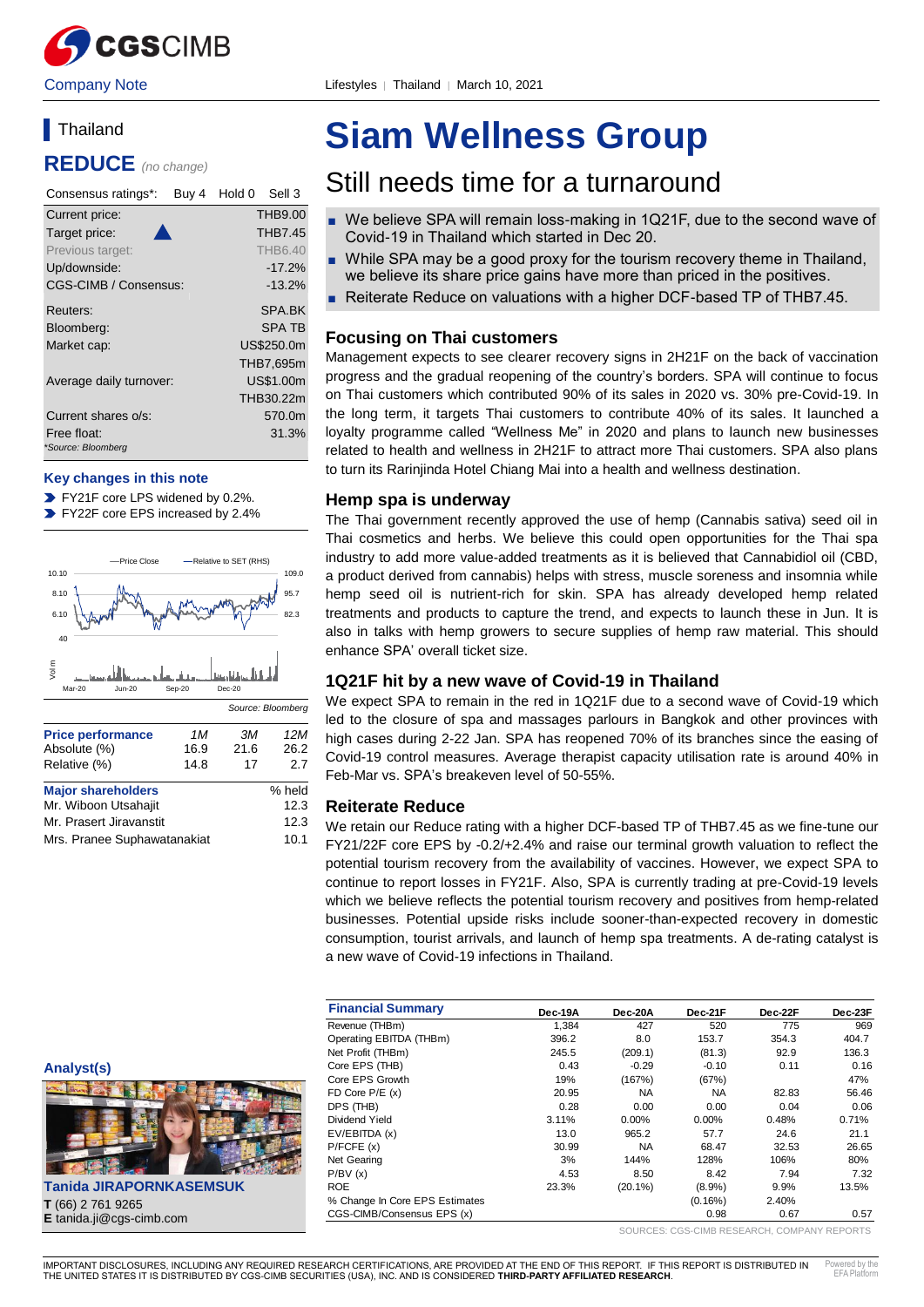Company Note

Lifestyles | Thailand | March 10, 2021

## Thailand

**REDUCE** *(no change)*

| Consensus ratings*: | Buy 4 | Hold 0 | Sell 3 |
|---|---|---|---|

| | |
|---|---|
| Current price: | THB9.00 |
| Target price: | THB7.45 |
| Previous target: | THB6.40 |
| Up/downside: | -17.2% |
| CGS-CIMB / Consensus: | -13.2% |
| Reuters: | SPA.BK |
| Bloomberg: | SPA TB |
| Market cap: | US$250.0m |
| | THB7,695m |
| Average daily turnover: | US$1.00m |
| | THB30.22m |
| Current shares o/s: | 570.0m |
| Free float: | 31.3% |

*Source: Bloomberg

**Key changes in this note**

- FY21F core LPS widened by 0.2%.
- FY22F core EPS increased by 2.4%

Source: Bloomberg

| Price performance | 1M | 3M | 12M |
|---|---|---|---|
| Absolute (%) | 16.9 | 21.6 | 26.2 |
| Relative (%) | 14.8 | 17 | 2.7 |

| Major shareholders | % held |
|---|---|
| Mr. Wiboon Utsahajit | 12.3 |
| Mr. Prasert Jiravanstit | 12.3 |
| Mrs. Pranee Suphawatanakiat | 10.1 |

**Analyst(s)**

**Tanida JIRAPORNKASEMSUK**
**T** (66) 2 761 9265
**E** tanida.ji@cgs-cimb.com

# Siam Wellness Group

## Still needs time for a turnaround

- We believe SPA will remain loss-making in 1Q21F, due to the second wave of Covid-19 in Thailand which started in Dec 20.
- While SPA may be a good proxy for the tourism recovery theme in Thailand, we believe its share price gains have more than priced in the positives.
- Reiterate Reduce on valuations with a higher DCF-based TP of THB7.45.

### Focusing on Thai customers

Management expects to see clearer recovery signs in 2H21F on the back of vaccination progress and the gradual reopening of the country's borders. SPA will continue to focus on Thai customers which contributed 90% of its sales in 2020 vs. 30% pre-Covid-19. In the long term, it targets Thai customers to contribute 40% of its sales. It launched a loyalty programme called "Wellness Me" in 2020 and plans to launch new businesses related to health and wellness in 2H21F to attract more Thai customers. SPA also plans to turn its Rarinjinda Hotel Chiang Mai into a health and wellness destination.

### Hemp spa is underway

The Thai government recently approved the use of hemp (Cannabis sativa) seed oil in Thai cosmetics and herbs. We believe this could open opportunities for the Thai spa industry to add more value-added treatments as it is believed that Cannabidiol oil (CBD, a product derived from cannabis) helps with stress, muscle soreness and insomnia while hemp seed oil is nutrient-rich for skin. SPA has already developed hemp related treatments and products to capture the trend, and expects to launch these in Jun. It is also in talks with hemp growers to secure supplies of hemp raw material. This should enhance SPA' overall ticket size.

### 1Q21F hit by a new wave of Covid-19 in Thailand

We expect SPA to remain in the red in 1Q21F due to a second wave of Covid-19 which led to the closure of spa and massages parlours in Bangkok and other provinces with high cases during 2-22 Jan. SPA has reopened 70% of its branches since the easing of Covid-19 control measures. Average therapist capacity utilisation rate is around 40% in Feb-Mar vs. SPA's breakeven level of 50-55%.

### Reiterate Reduce

We retain our Reduce rating with a higher DCF-based TP of THB7.45 as we fine-tune our FY21/22F core EPS by -0.2/+2.4% and raise our terminal growth valuation to reflect the potential tourism recovery from the availability of vaccines. However, we expect SPA to continue to report losses in FY21F. Also, SPA is currently trading at pre-Covid-19 levels which we believe reflects the potential tourism recovery and positives from hemp-related businesses. Potential upside risks include sooner-than-expected recovery in domestic consumption, tourist arrivals, and launch of hemp spa treatments. A de-rating catalyst is a new wave of Covid-19 infections in Thailand.

| Financial Summary | Dec-19A | Dec-20A | Dec-21F | Dec-22F | Dec-23F |
|---|---|---|---|---|---|
| Revenue (THBm) | 1,384 | 427 | 520 | 775 | 969 |
| Operating EBITDA (THBm) | 396.2 | 8.0 | 153.7 | 354.3 | 404.7 |
| Net Profit (THBm) | 245.5 | (209.1) | (81.3) | 92.9 | 136.3 |
| Core EPS (THB) | 0.43 | -0.29 | -0.10 | 0.11 | 0.16 |
| Core EPS Growth | 19% | (167%) | (67%) | | 47% |
| FD Core P/E (x) | 20.95 | NA | NA | 82.83 | 56.46 |
| DPS (THB) | 0.28 | 0.00 | 0.00 | 0.04 | 0.06 |
| Dividend Yield | 3.11% | 0.00% | 0.00% | 0.48% | 0.71% |
| EV/EBITDA (x) | 13.0 | 965.2 | 57.7 | 24.6 | 21.1 |
| P/FCFE (x) | 30.99 | NA | 68.47 | 32.53 | 26.65 |
| Net Gearing | 3% | 144% | 128% | 106% | 80% |
| P/BV (x) | 4.53 | 8.50 | 8.42 | 7.94 | 7.32 |
| ROE | 23.3% | (20.1%) | (8.9%) | 9.9% | 13.5% |
| % Change In Core EPS Estimates | | | (0.16%) | 2.40% | |
| CGS-CIMB/Consensus EPS (x) | | | 0.98 | 0.67 | 0.57 |

SOURCES: CGS-CIMB RESEARCH, COMPANY REPORTS

IMPORTANT DISCLOSURES, INCLUDING ANY REQUIRED RESEARCH CERTIFICATIONS, ARE PROVIDED AT THE END OF THIS REPORT. IF THIS REPORT IS DISTRIBUTED IN THE UNITED STATES IT IS DISTRIBUTED BY CGS-CIMB SECURITIES (USA), INC. AND IS CONSIDERED **THIRD-PARTY AFFILIATED RESEARCH**.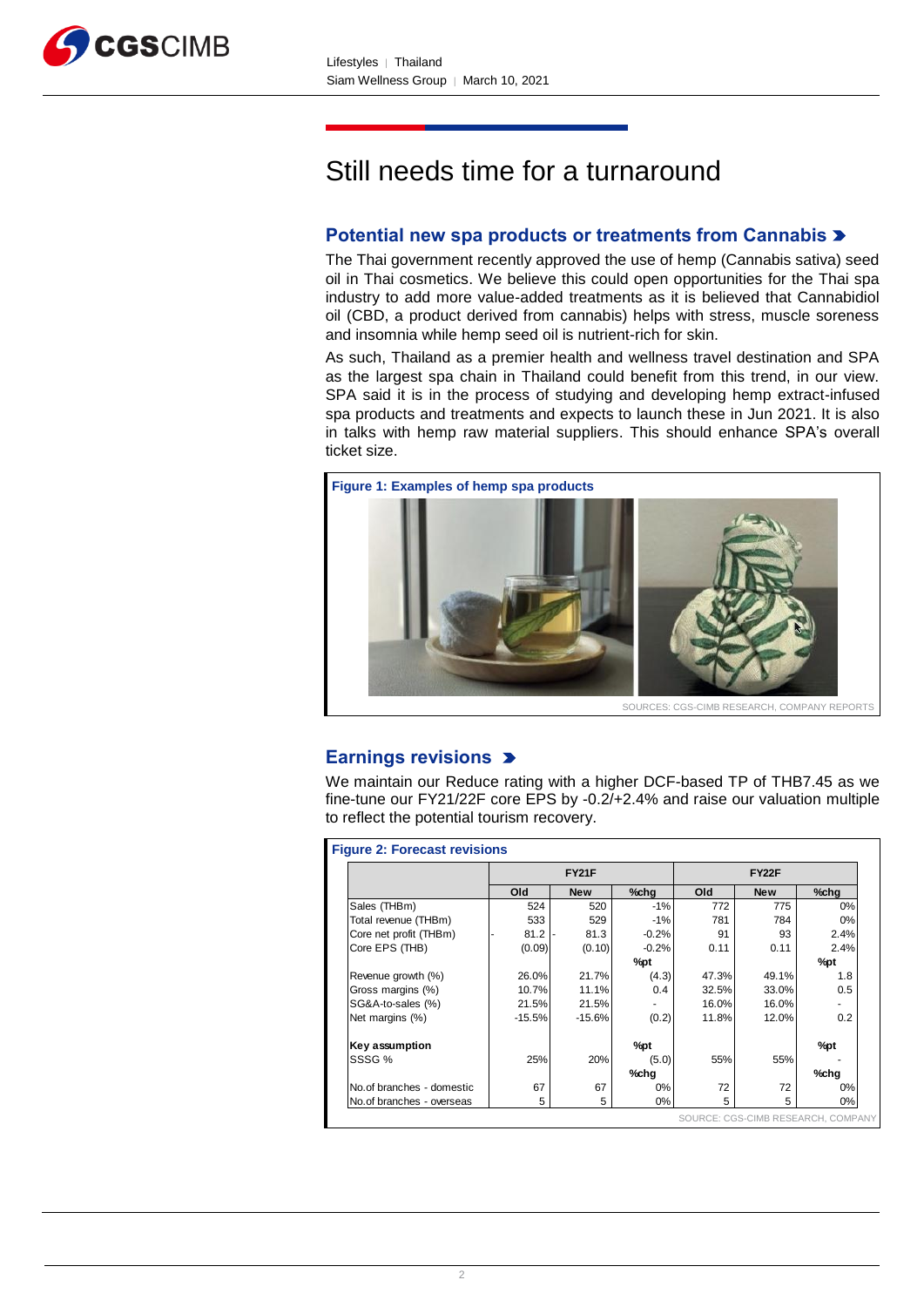# Still needs time for a turnaround

## Potential new spa products or treatments from Cannabis

The Thai government recently approved the use of hemp (Cannabis sativa) seed oil in Thai cosmetics. We believe this could open opportunities for the Thai spa industry to add more value-added treatments as it is believed that Cannabidiol oil (CBD, a product derived from cannabis) helps with stress, muscle soreness and insomnia while hemp seed oil is nutrient-rich for skin.

As such, Thailand as a premier health and wellness travel destination and SPA as the largest spa chain in Thailand could benefit from this trend, in our view. SPA said it is in the process of studying and developing hemp extract-infused spa products and treatments and expects to launch these in Jun 2021. It is also in talks with hemp raw material suppliers. This should enhance SPA's overall ticket size.

**Figure 1: Examples of hemp spa products**

SOURCES: CGS-CIMB RESEARCH, COMPANY REPORTS

## Earnings revisions

We maintain our Reduce rating with a higher DCF-based TP of THB7.45 as we fine-tune our FY21/22F core EPS by -0.2/+2.4% and raise our valuation multiple to reflect the potential tourism recovery.

**Figure 2: Forecast revisions**

| | FY21F | | | FY22F | | |
|---|---|---|---|---|---|---|
| | Old | New | %chg | Old | New | %chg |
| Sales (THBm) | 524 | 520 | -1% | 772 | 775 | 0% |
| Total revenue (THBm) | 533 | 529 | -1% | 781 | 784 | 0% |
| Core net profit (THBm) | - 81.2 | - 81.3 | -0.2% | 91 | 93 | 2.4% |
| Core EPS (THB) | (0.09) | (0.10) | -0.2% | 0.11 | 0.11 | 2.4% |
| | | | %pt | | | %pt |
| Revenue growth (%) | 26.0% | 21.7% | (4.3) | 47.3% | 49.1% | 1.8 |
| Gross margins (%) | 10.7% | 11.1% | 0.4 | 32.5% | 33.0% | 0.5 |
| SG&A-to-sales (%) | 21.5% | 21.5% | - | 16.0% | 16.0% | - |
| Net margins (%) | -15.5% | -15.6% | (0.2) | 11.8% | 12.0% | 0.2 |
| **Key assumption** | | | %pt | | | %pt |
| SSSG % | 25% | 20% | (5.0) | 55% | 55% | - |
| | | | %chg | | | %chg |
| No.of branches - domestic | 67 | 67 | 0% | 72 | 72 | 0% |
| No.of branches - overseas | 5 | 5 | 0% | 5 | 5 | 0% |

SOURCE: CGS-CIMB RESEARCH, COMPANY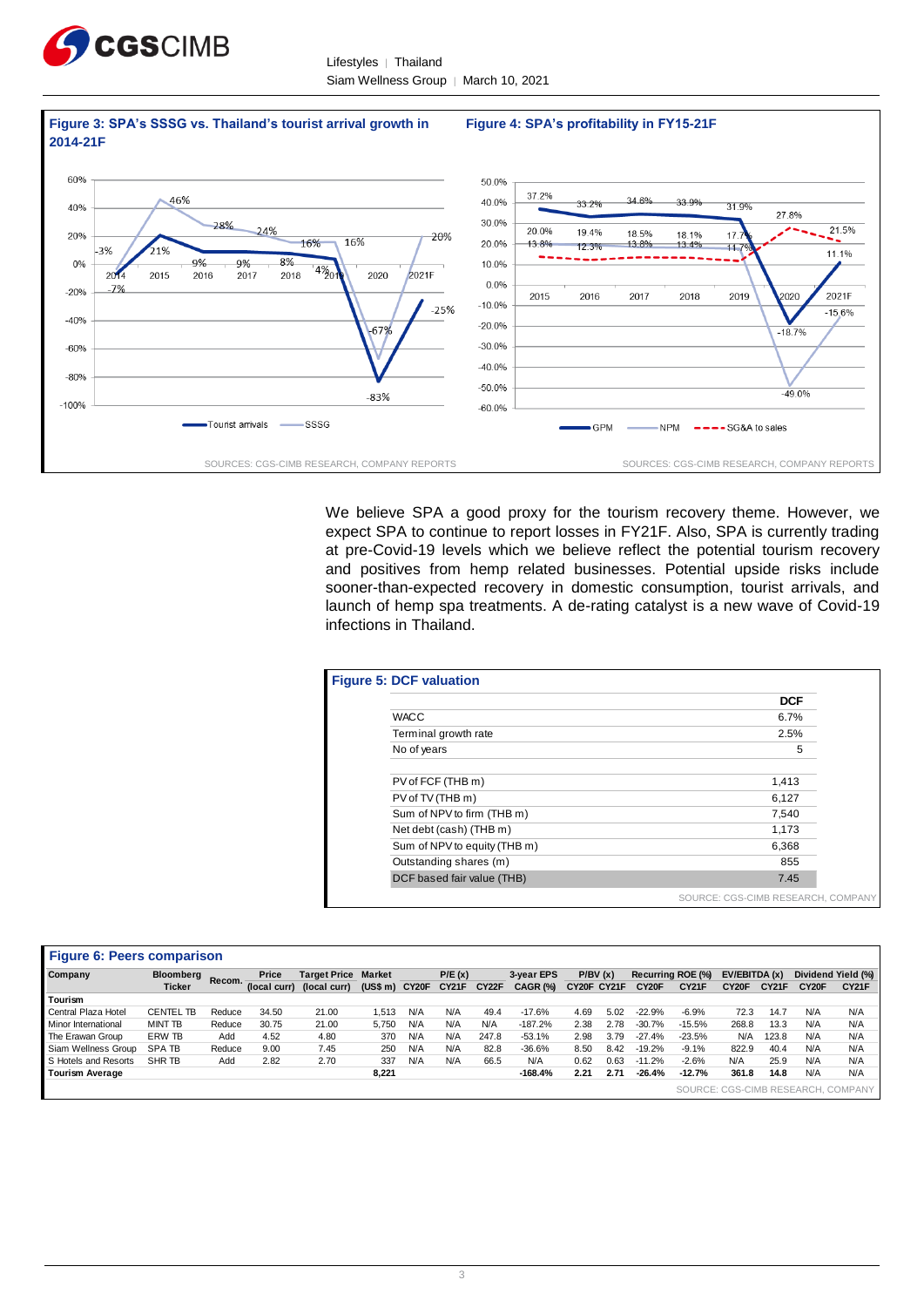**Figure 3: SPA's SSSG vs. Thailand's tourist arrival growth in 2014-21F**

SOURCES: CGS-CIMB RESEARCH, COMPANY REPORTS

**Figure 4: SPA's profitability in FY15-21F**

SOURCES: CGS-CIMB RESEARCH, COMPANY REPORTS

We believe SPA a good proxy for the tourism recovery theme. However, we expect SPA to continue to report losses in FY21F. Also, SPA is currently trading at pre-Covid-19 levels which we believe reflect the potential tourism recovery and positives from hemp related businesses. Potential upside risks include sooner-than-expected recovery in domestic consumption, tourist arrivals, and launch of hemp spa treatments. A de-rating catalyst is a new wave of Covid-19 infections in Thailand.

**Figure 5: DCF valuation**

| | DCF |
|---|---|
| WACC | 6.7% |
| Terminal growth rate | 2.5% |
| No of years | 5 |
| PV of FCF (THB m) | 1,413 |
| PV of TV (THB m) | 6,127 |
| Sum of NPV to firm (THB m) | 7,540 |
| Net debt (cash) (THB m) | 1,173 |
| Sum of NPV to equity (THB m) | 6,368 |
| Outstanding shares (m) | 855 |
| DCF based fair value (THB) | 7.45 |

SOURCE: CGS-CIMB RESEARCH, COMPANY

**Figure 6: Peers comparison**

| Company | Bloomberg Ticker | Recom. | Price (local curr) | Target Price (local curr) | Market (US$ m) | P/E (x) CY20F | CY21F | CY22F | 3-year EPS CAGR (%) | P/BV (x) CY20F | CY21F | Recurring ROE (%) CY20F | CY21F | EV/EBITDA (x) CY20F | CY21F | Dividend Yield (%) CY20F | CY21F |
|---|---|---|---|---|---|---|---|---|---|---|---|---|---|---|---|---|---|
| **Tourism** | | | | | | | | | | | | | | | | | |
| Central Plaza Hotel | CENTEL TB | Reduce | 34.50 | 21.00 | 1,513 | N/A | N/A | 49.4 | -17.6% | 4.69 | 5.02 | -22.9% | -6.9% | 72.3 | 14.7 | N/A | N/A |
| Minor International | MINT TB | Reduce | 30.75 | 21.00 | 5,750 | N/A | N/A | N/A | -187.2% | 2.38 | 2.78 | -30.7% | -15.5% | 268.8 | 13.3 | N/A | N/A |
| The Erawan Group | ERW TB | Add | 4.52 | 4.80 | 370 | N/A | N/A | 247.8 | -53.1% | 2.98 | 3.79 | -27.4% | -23.5% | N/A | 123.8 | N/A | N/A |
| Siam Wellness Group | SPA TB | Reduce | 9.00 | 7.45 | 250 | N/A | N/A | 82.8 | -36.6% | 8.50 | 8.42 | -19.2% | -9.1% | 822.9 | 40.4 | N/A | N/A |
| S Hotels and Resorts | SHR TB | Add | 2.82 | 2.70 | 337 | N/A | N/A | 66.5 | N/A | 0.62 | 0.63 | -11.2% | -2.6% | N/A | 25.9 | N/A | N/A |
| **Tourism Average** | | | | | **8,221** | | | | **-168.4%** | **2.21** | **2.71** | **-26.4%** | **-12.7%** | **361.8** | **14.8** | N/A | N/A |

SOURCE: CGS-CIMB RESEARCH, COMPANY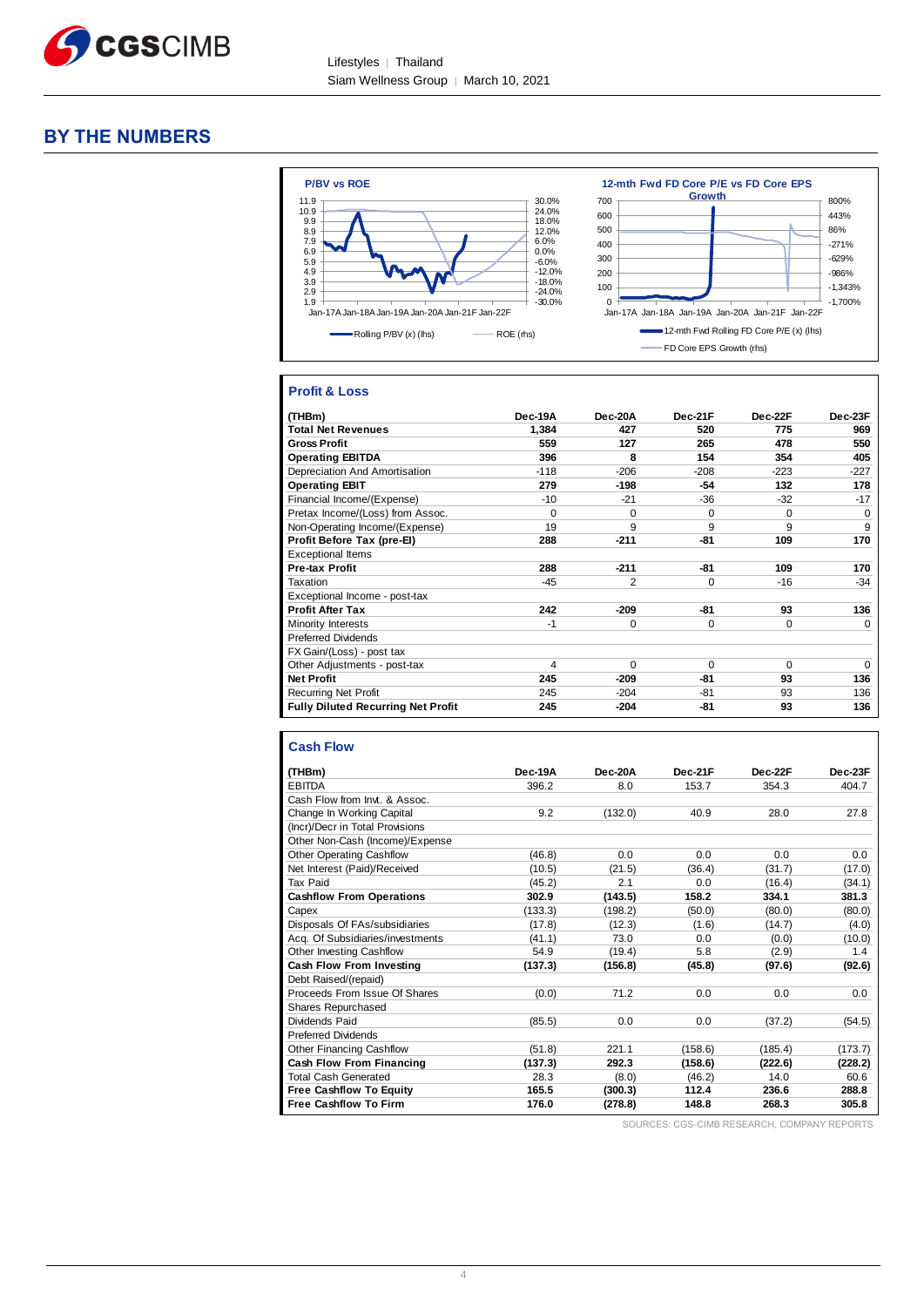## BY THE NUMBERS

**P/BV vs ROE**

Rolling P/BV (x) (lhs) — ROE (rhs)

**12-mth Fwd FD Core P/E vs FD Core EPS Growth**

12-mth Fwd Rolling FD Core P/E (x) (lhs) — FD Core EPS Growth (rhs)

### Profit & Loss

| (THBm) | Dec-19A | Dec-20A | Dec-21F | Dec-22F | Dec-23F |
|---|---|---|---|---|---|
| **Total Net Revenues** | **1,384** | **427** | **520** | **775** | **969** |
| **Gross Profit** | **559** | **127** | **265** | **478** | **550** |
| **Operating EBITDA** | **396** | **8** | **154** | **354** | **405** |
| Depreciation And Amortisation | -118 | -206 | -208 | -223 | -227 |
| **Operating EBIT** | **279** | **-198** | **-54** | **132** | **178** |
| Financial Income/(Expense) | -10 | -21 | -36 | -32 | -17 |
| Pretax Income/(Loss) from Assoc. | 0 | 0 | 0 | 0 | 0 |
| Non-Operating Income/(Expense) | 19 | 9 | 9 | 9 | 9 |
| **Profit Before Tax (pre-EI)** | **288** | **-211** | **-81** | **109** | **170** |
| Exceptional Items | | | | | |
| **Pre-tax Profit** | **288** | **-211** | **-81** | **109** | **170** |
| Taxation | -45 | 2 | 0 | -16 | -34 |
| Exceptional Income - post-tax | | | | | |
| **Profit After Tax** | **242** | **-209** | **-81** | **93** | **136** |
| Minority Interests | -1 | 0 | 0 | 0 | 0 |
| Preferred Dividends | | | | | |
| FX Gain/(Loss) - post tax | | | | | |
| Other Adjustments - post-tax | 4 | 0 | 0 | 0 | 0 |
| **Net Profit** | **245** | **-209** | **-81** | **93** | **136** |
| Recurring Net Profit | 245 | -204 | -81 | 93 | 136 |
| **Fully Diluted Recurring Net Profit** | **245** | **-204** | **-81** | **93** | **136** |

### Cash Flow

| (THBm) | Dec-19A | Dec-20A | Dec-21F | Dec-22F | Dec-23F |
|---|---|---|---|---|---|
| EBITDA | 396.2 | 8.0 | 153.7 | 354.3 | 404.7 |
| Cash Flow from Invt. & Assoc. | | | | | |
| Change In Working Capital | 9.2 | (132.0) | 40.9 | 28.0 | 27.8 |
| (Incr)/Decr in Total Provisions | | | | | |
| Other Non-Cash (Income)/Expense | | | | | |
| Other Operating Cashflow | (46.8) | 0.0 | 0.0 | 0.0 | 0.0 |
| Net Interest (Paid)/Received | (10.5) | (21.5) | (36.4) | (31.7) | (17.0) |
| Tax Paid | (45.2) | 2.1 | 0.0 | (16.4) | (34.1) |
| **Cashflow From Operations** | **302.9** | **(143.5)** | **158.2** | **334.1** | **381.3** |
| Capex | (133.3) | (198.2) | (50.0) | (80.0) | (80.0) |
| Disposals Of FAs/subsidiaries | (17.8) | (12.3) | (1.6) | (14.7) | (4.0) |
| Acq. Of Subsidiaries/investments | (41.1) | 73.0 | 0.0 | (0.0) | (10.0) |
| Other Investing Cashflow | 54.9 | (19.4) | 5.8 | (2.9) | 1.4 |
| **Cash Flow From Investing** | **(137.3)** | **(156.8)** | **(45.8)** | **(97.6)** | **(92.6)** |
| Debt Raised/(repaid) | | | | | |
| Proceeds From Issue Of Shares | (0.0) | 71.2 | 0.0 | 0.0 | 0.0 |
| Shares Repurchased | | | | | |
| Dividends Paid | (85.5) | 0.0 | 0.0 | (37.2) | (54.5) |
| Preferred Dividends | | | | | |
| Other Financing Cashflow | (51.8) | 221.1 | (158.6) | (185.4) | (173.7) |
| **Cash Flow From Financing** | **(137.3)** | **292.3** | **(158.6)** | **(222.6)** | **(228.2)** |
| Total Cash Generated | 28.3 | (8.0) | (46.2) | 14.0 | 60.6 |
| **Free Cashflow To Equity** | **165.5** | **(300.3)** | **112.4** | **236.6** | **288.8** |
| **Free Cashflow To Firm** | **176.0** | **(278.8)** | **148.8** | **268.3** | **305.8** |

SOURCES: CGS-CIMB RESEARCH, COMPANY REPORTS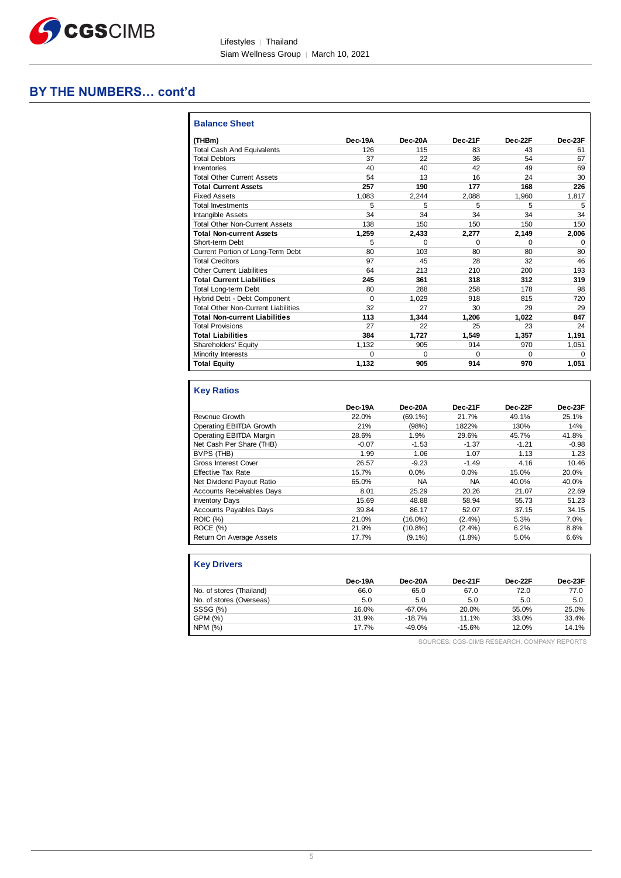## BY THE NUMBERS… cont'd

### Balance Sheet

| (THBm) | Dec-19A | Dec-20A | Dec-21F | Dec-22F | Dec-23F |
|---|---|---|---|---|---|
| Total Cash And Equivalents | 126 | 115 | 83 | 43 | 61 |
| Total Debtors | 37 | 22 | 36 | 54 | 67 |
| Inventories | 40 | 40 | 42 | 49 | 69 |
| Total Other Current Assets | 54 | 13 | 16 | 24 | 30 |
| **Total Current Assets** | **257** | **190** | **177** | **168** | **226** |
| Fixed Assets | 1,083 | 2,244 | 2,088 | 1,960 | 1,817 |
| Total Investments | 5 | 5 | 5 | 5 | 5 |
| Intangible Assets | 34 | 34 | 34 | 34 | 34 |
| Total Other Non-Current Assets | 138 | 150 | 150 | 150 | 150 |
| **Total Non-current Assets** | **1,259** | **2,433** | **2,277** | **2,149** | **2,006** |
| Short-term Debt | 5 | 0 | 0 | 0 | 0 |
| Current Portion of Long-Term Debt | 80 | 103 | 80 | 80 | 80 |
| Total Creditors | 97 | 45 | 28 | 32 | 46 |
| Other Current Liabilities | 64 | 213 | 210 | 200 | 193 |
| **Total Current Liabilities** | **245** | **361** | **318** | **312** | **319** |
| Total Long-term Debt | 80 | 288 | 258 | 178 | 98 |
| Hybrid Debt - Debt Component | 0 | 1,029 | 918 | 815 | 720 |
| Total Other Non-Current Liabilities | 32 | 27 | 30 | 29 | 29 |
| **Total Non-current Liabilities** | **113** | **1,344** | **1,206** | **1,022** | **847** |
| Total Provisions | 27 | 22 | 25 | 23 | 24 |
| **Total Liabilities** | **384** | **1,727** | **1,549** | **1,357** | **1,191** |
| Shareholders' Equity | 1,132 | 905 | 914 | 970 | 1,051 |
| Minority Interests | 0 | 0 | 0 | 0 | 0 |
| **Total Equity** | **1,132** | **905** | **914** | **970** | **1,051** |

### Key Ratios

| | Dec-19A | Dec-20A | Dec-21F | Dec-22F | Dec-23F |
|---|---|---|---|---|---|
| Revenue Growth | 22.0% | (69.1%) | 21.7% | 49.1% | 25.1% |
| Operating EBITDA Growth | 21% | (98%) | 1822% | 130% | 14% |
| Operating EBITDA Margin | 28.6% | 1.9% | 29.6% | 45.7% | 41.8% |
| Net Cash Per Share (THB) | -0.07 | -1.53 | -1.37 | -1.21 | -0.98 |
| BVPS (THB) | 1.99 | 1.06 | 1.07 | 1.13 | 1.23 |
| Gross Interest Cover | 26.57 | -9.23 | -1.49 | 4.16 | 10.46 |
| Effective Tax Rate | 15.7% | 0.0% | 0.0% | 15.0% | 20.0% |
| Net Dividend Payout Ratio | 65.0% | NA | NA | 40.0% | 40.0% |
| Accounts Receivables Days | 8.01 | 25.29 | 20.26 | 21.07 | 22.69 |
| Inventory Days | 15.69 | 48.88 | 58.94 | 55.73 | 51.23 |
| Accounts Payables Days | 39.84 | 86.17 | 52.07 | 37.15 | 34.15 |
| ROIC (%) | 21.0% | (16.0%) | (2.4%) | 5.3% | 7.0% |
| ROCE (%) | 21.9% | (10.8%) | (2.4%) | 6.2% | 8.8% |
| Return On Average Assets | 17.7% | (9.1%) | (1.8%) | 5.0% | 6.6% |

### Key Drivers

| | Dec-19A | Dec-20A | Dec-21F | Dec-22F | Dec-23F |
|---|---|---|---|---|---|
| No. of stores (Thailand) | 66.0 | 65.0 | 67.0 | 72.0 | 77.0 |
| No. of stores (Overseas) | 5.0 | 5.0 | 5.0 | 5.0 | 5.0 |
| SSSG (%) | 16.0% | -67.0% | 20.0% | 55.0% | 25.0% |
| GPM (%) | 31.9% | -18.7% | 11.1% | 33.0% | 33.4% |
| NPM (%) | 17.7% | -49.0% | -15.6% | 12.0% | 14.1% |

SOURCES: CGS-CIMB RESEARCH, COMPANY REPORTS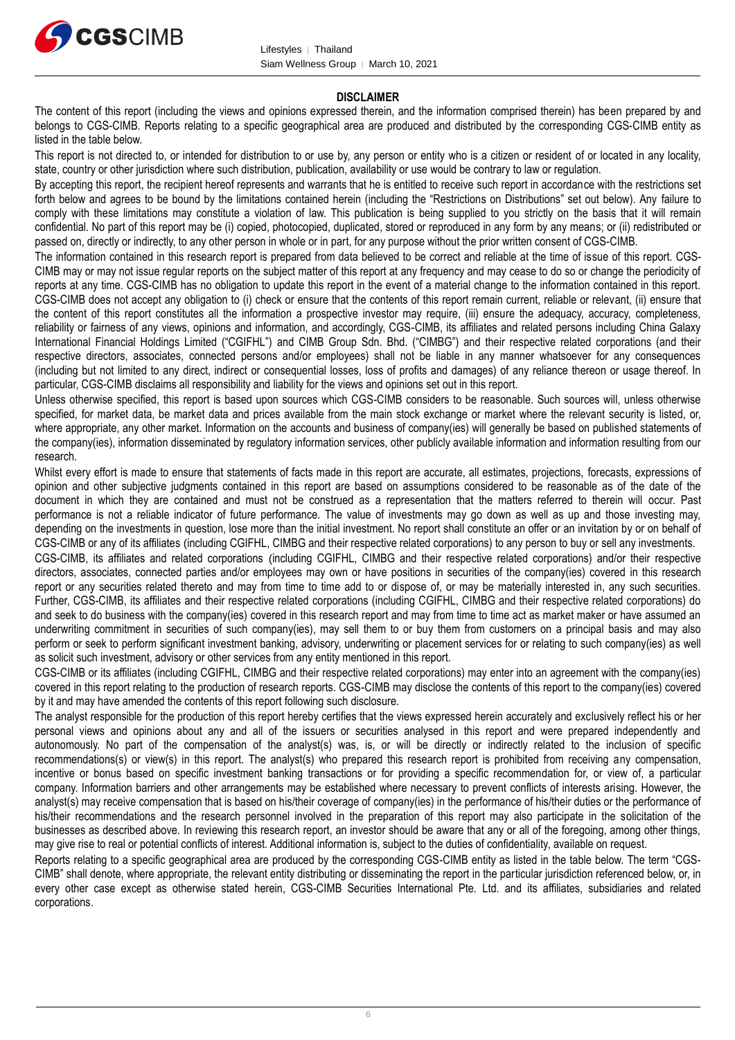**DISCLAIMER**

The content of this report (including the views and opinions expressed therein, and the information comprised therein) has been prepared by and belongs to CGS-CIMB. Reports relating to a specific geographical area are produced and distributed by the corresponding CGS-CIMB entity as listed in the table below.

This report is not directed to, or intended for distribution to or use by, any person or entity who is a citizen or resident of or located in any locality, state, country or other jurisdiction where such distribution, publication, availability or use would be contrary to law or regulation.

By accepting this report, the recipient hereof represents and warrants that he is entitled to receive such report in accordance with the restrictions set forth below and agrees to be bound by the limitations contained herein (including the "Restrictions on Distributions" set out below). Any failure to comply with these limitations may constitute a violation of law. This publication is being supplied to you strictly on the basis that it will remain confidential. No part of this report may be (i) copied, photocopied, duplicated, stored or reproduced in any form by any means; or (ii) redistributed or passed on, directly or indirectly, to any other person in whole or in part, for any purpose without the prior written consent of CGS-CIMB.

The information contained in this research report is prepared from data believed to be correct and reliable at the time of issue of this report. CGS-CIMB may or may not issue regular reports on the subject matter of this report at any frequency and may cease to do so or change the periodicity of reports at any time. CGS-CIMB has no obligation to update this report in the event of a material change to the information contained in this report. CGS-CIMB does not accept any obligation to (i) check or ensure that the contents of this report remain current, reliable or relevant, (ii) ensure that the content of this report constitutes all the information a prospective investor may require, (iii) ensure the adequacy, accuracy, completeness, reliability or fairness of any views, opinions and information, and accordingly, CGS-CIMB, its affiliates and related persons including China Galaxy International Financial Holdings Limited ("CGIFHL") and CIMB Group Sdn. Bhd. ("CIMBG") and their respective related corporations (and their respective directors, associates, connected persons and/or employees) shall not be liable in any manner whatsoever for any consequences (including but not limited to any direct, indirect or consequential losses, loss of profits and damages) of any reliance thereon or usage thereof. In particular, CGS-CIMB disclaims all responsibility and liability for the views and opinions set out in this report.

Unless otherwise specified, this report is based upon sources which CGS-CIMB considers to be reasonable. Such sources will, unless otherwise specified, for market data, be market data and prices available from the main stock exchange or market where the relevant security is listed, or, where appropriate, any other market. Information on the accounts and business of company(ies) will generally be based on published statements of the company(ies), information disseminated by regulatory information services, other publicly available information and information resulting from our research.

Whilst every effort is made to ensure that statements of facts made in this report are accurate, all estimates, projections, forecasts, expressions of opinion and other subjective judgments contained in this report are based on assumptions considered to be reasonable as of the date of the document in which they are contained and must not be construed as a representation that the matters referred to therein will occur. Past performance is not a reliable indicator of future performance. The value of investments may go down as well as up and those investing may, depending on the investments in question, lose more than the initial investment. No report shall constitute an offer or an invitation by or on behalf of CGS-CIMB or any of its affiliates (including CGIFHL, CIMBG and their respective related corporations) to any person to buy or sell any investments.

CGS-CIMB, its affiliates and related corporations (including CGIFHL, CIMBG and their respective related corporations) and/or their respective directors, associates, connected parties and/or employees may own or have positions in securities of the company(ies) covered in this research report or any securities related thereto and may from time to time add to or dispose of, or may be materially interested in, any such securities. Further, CGS-CIMB, its affiliates and their respective related corporations (including CGIFHL, CIMBG and their respective related corporations) do and seek to do business with the company(ies) covered in this research report and may from time to time act as market maker or have assumed an underwriting commitment in securities of such company(ies), may sell them to or buy them from customers on a principal basis and may also perform or seek to perform significant investment banking, advisory, underwriting or placement services for or relating to such company(ies) as well as solicit such investment, advisory or other services from any entity mentioned in this report.

CGS-CIMB or its affiliates (including CGIFHL, CIMBG and their respective related corporations) may enter into an agreement with the company(ies) covered in this report relating to the production of research reports. CGS-CIMB may disclose the contents of this report to the company(ies) covered by it and may have amended the contents of this report following such disclosure.

The analyst responsible for the production of this report hereby certifies that the views expressed herein accurately and exclusively reflect his or her personal views and opinions about any and all of the issuers or securities analysed in this report and were prepared independently and autonomously. No part of the compensation of the analyst(s) was, is, or will be directly or indirectly related to the inclusion of specific recommendations(s) or view(s) in this report. The analyst(s) who prepared this research report is prohibited from receiving any compensation, incentive or bonus based on specific investment banking transactions or for providing a specific recommendation for, or view of, a particular company. Information barriers and other arrangements may be established where necessary to prevent conflicts of interests arising. However, the analyst(s) may receive compensation that is based on his/their coverage of company(ies) in the performance of his/their duties or the performance of his/their recommendations and the research personnel involved in the preparation of this report may also participate in the solicitation of the businesses as described above. In reviewing this research report, an investor should be aware that any or all of the foregoing, among other things, may give rise to real or potential conflicts of interest. Additional information is, subject to the duties of confidentiality, available on request.

Reports relating to a specific geographical area are produced by the corresponding CGS-CIMB entity as listed in the table below. The term "CGS-CIMB" shall denote, where appropriate, the relevant entity distributing or disseminating the report in the particular jurisdiction referenced below, or, in every other case except as otherwise stated herein, CGS-CIMB Securities International Pte. Ltd. and its affiliates, subsidiaries and related corporations.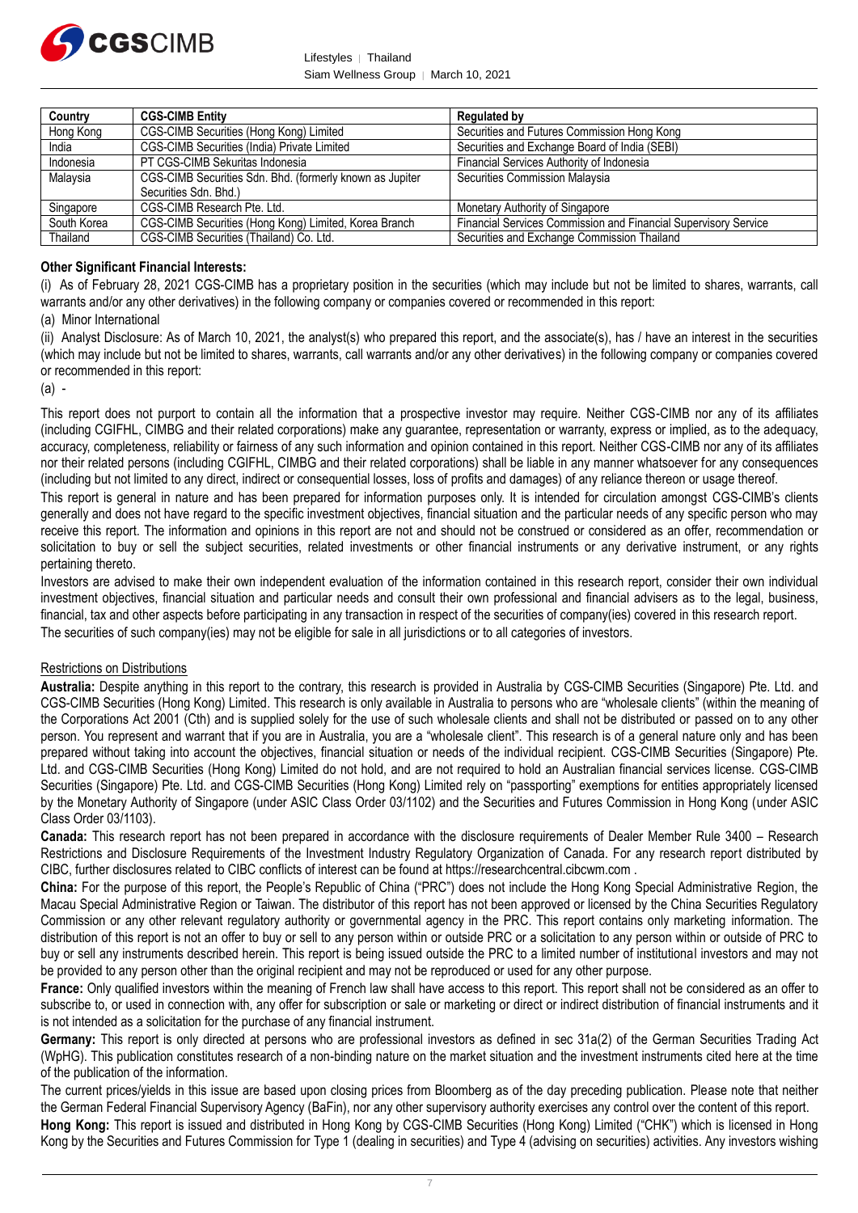| Country | CGS-CIMB Entity | Regulated by |
| --- | --- | --- |
| Hong Kong | CGS-CIMB Securities (Hong Kong) Limited | Securities and Futures Commission Hong Kong |
| India | CGS-CIMB Securities (India) Private Limited | Securities and Exchange Board of India (SEBI) |
| Indonesia | PT CGS-CIMB Sekuritas Indonesia | Financial Services Authority of Indonesia |
| Malaysia | CGS-CIMB Securities Sdn. Bhd. (formerly known as Jupiter Securities Sdn. Bhd.) | Securities Commission Malaysia |
| Singapore | CGS-CIMB Research Pte. Ltd. | Monetary Authority of Singapore |
| South Korea | CGS-CIMB Securities (Hong Kong) Limited, Korea Branch | Financial Services Commission and Financial Supervisory Service |
| Thailand | CGS-CIMB Securities (Thailand) Co. Ltd. | Securities and Exchange Commission Thailand |

**Other Significant Financial Interests:**

(i) As of February 28, 2021 CGS-CIMB has a proprietary position in the securities (which may include but not be limited to shares, warrants, call warrants and/or any other derivatives) in the following company or companies covered or recommended in this report:

(a) Minor International

(ii) Analyst Disclosure: As of March 10, 2021, the analyst(s) who prepared this report, and the associate(s), has / have an interest in the securities (which may include but not be limited to shares, warrants, call warrants and/or any other derivatives) in the following company or companies covered or recommended in this report:

(a) -

This report does not purport to contain all the information that a prospective investor may require. Neither CGS-CIMB nor any of its affiliates (including CGIFHL, CIMBG and their related corporations) make any guarantee, representation or warranty, express or implied, as to the adequacy, accuracy, completeness, reliability or fairness of any such information and opinion contained in this report. Neither CGS-CIMB nor any of its affiliates nor their related persons (including CGIFHL, CIMBG and their related corporations) shall be liable in any manner whatsoever for any consequences (including but not limited to any direct, indirect or consequential losses, loss of profits and damages) of any reliance thereon or usage thereof.

This report is general in nature and has been prepared for information purposes only. It is intended for circulation amongst CGS-CIMB's clients generally and does not have regard to the specific investment objectives, financial situation and the particular needs of any specific person who may receive this report. The information and opinions in this report are not and should not be construed or considered as an offer, recommendation or solicitation to buy or sell the subject securities, related investments or other financial instruments or any derivative instrument, or any rights pertaining thereto.

Investors are advised to make their own independent evaluation of the information contained in this research report, consider their own individual investment objectives, financial situation and particular needs and consult their own professional and financial advisers as to the legal, business, financial, tax and other aspects before participating in any transaction in respect of the securities of company(ies) covered in this research report.

The securities of such company(ies) may not be eligible for sale in all jurisdictions or to all categories of investors.

Restrictions on Distributions

**Australia:** Despite anything in this report to the contrary, this research is provided in Australia by CGS-CIMB Securities (Singapore) Pte. Ltd. and CGS-CIMB Securities (Hong Kong) Limited. This research is only available in Australia to persons who are "wholesale clients" (within the meaning of the Corporations Act 2001 (Cth) and is supplied solely for the use of such wholesale clients and shall not be distributed or passed on to any other person. You represent and warrant that if you are in Australia, you are a "wholesale client". This research is of a general nature only and has been prepared without taking into account the objectives, financial situation or needs of the individual recipient. CGS-CIMB Securities (Singapore) Pte. Ltd. and CGS-CIMB Securities (Hong Kong) Limited do not hold, and are not required to hold an Australian financial services license. CGS-CIMB Securities (Singapore) Pte. Ltd. and CGS-CIMB Securities (Hong Kong) Limited rely on "passporting" exemptions for entities appropriately licensed by the Monetary Authority of Singapore (under ASIC Class Order 03/1102) and the Securities and Futures Commission in Hong Kong (under ASIC Class Order 03/1103).

**Canada:** This research report has not been prepared in accordance with the disclosure requirements of Dealer Member Rule 3400 – Research Restrictions and Disclosure Requirements of the Investment Industry Regulatory Organization of Canada. For any research report distributed by CIBC, further disclosures related to CIBC conflicts of interest can be found at https://researchcentral.cibcwm.com .

**China:** For the purpose of this report, the People's Republic of China ("PRC") does not include the Hong Kong Special Administrative Region, the Macau Special Administrative Region or Taiwan. The distributor of this report has not been approved or licensed by the China Securities Regulatory Commission or any other relevant regulatory authority or governmental agency in the PRC. This report contains only marketing information. The distribution of this report is not an offer to buy or sell to any person within or outside PRC or a solicitation to any person within or outside of PRC to buy or sell any instruments described herein. This report is being issued outside the PRC to a limited number of institutional investors and may not be provided to any person other than the original recipient and may not be reproduced or used for any other purpose.

**France:** Only qualified investors within the meaning of French law shall have access to this report. This report shall not be considered as an offer to subscribe to, or used in connection with, any offer for subscription or sale or marketing or direct or indirect distribution of financial instruments and it is not intended as a solicitation for the purchase of any financial instrument.

**Germany:** This report is only directed at persons who are professional investors as defined in sec 31a(2) of the German Securities Trading Act (WpHG). This publication constitutes research of a non-binding nature on the market situation and the investment instruments cited here at the time of the publication of the information.

The current prices/yields in this issue are based upon closing prices from Bloomberg as of the day preceding publication. Please note that neither the German Federal Financial Supervisory Agency (BaFin), nor any other supervisory authority exercises any control over the content of this report.

**Hong Kong:** This report is issued and distributed in Hong Kong by CGS-CIMB Securities (Hong Kong) Limited ("CHK") which is licensed in Hong Kong by the Securities and Futures Commission for Type 1 (dealing in securities) and Type 4 (advising on securities) activities. Any investors wishing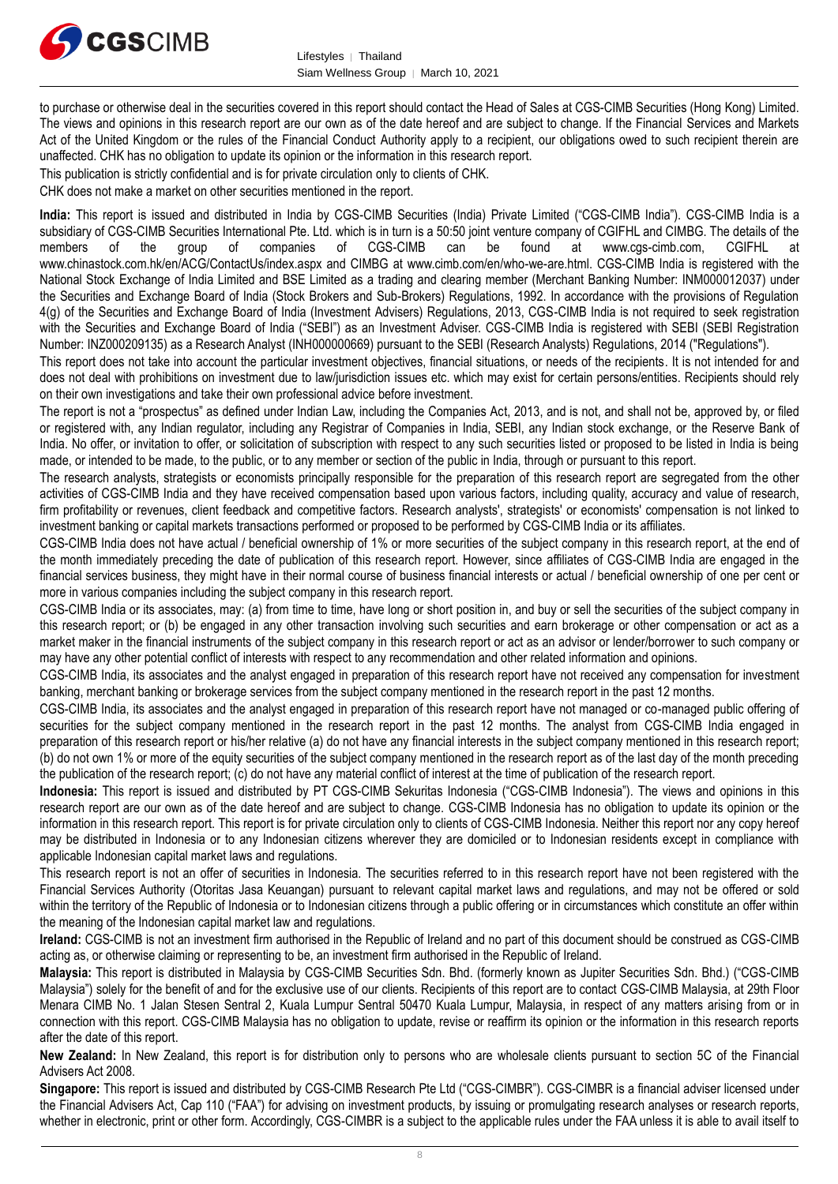to purchase or otherwise deal in the securities covered in this report should contact the Head of Sales at CGS-CIMB Securities (Hong Kong) Limited. The views and opinions in this research report are our own as of the date hereof and are subject to change. If the Financial Services and Markets Act of the United Kingdom or the rules of the Financial Conduct Authority apply to a recipient, our obligations owed to such recipient therein are unaffected. CHK has no obligation to update its opinion or the information in this research report.

This publication is strictly confidential and is for private circulation only to clients of CHK.

CHK does not make a market on other securities mentioned in the report.

**India:** This report is issued and distributed in India by CGS-CIMB Securities (India) Private Limited ("CGS-CIMB India"). CGS-CIMB India is a subsidiary of CGS-CIMB Securities International Pte. Ltd. which is in turn is a 50:50 joint venture company of CGIFHL and CIMBG. The details of the members of the group of companies of CGS-CIMB can be found at www.cgs-cimb.com, CGIFHL at www.chinastock.com.hk/en/ACG/ContactUs/index.aspx and CIMBG at www.cimb.com/en/who-we-are.html. CGS-CIMB India is registered with the National Stock Exchange of India Limited and BSE Limited as a trading and clearing member (Merchant Banking Number: INM000012037) under the Securities and Exchange Board of India (Stock Brokers and Sub-Brokers) Regulations, 1992. In accordance with the provisions of Regulation 4(g) of the Securities and Exchange Board of India (Investment Advisers) Regulations, 2013, CGS-CIMB India is not required to seek registration with the Securities and Exchange Board of India ("SEBI") as an Investment Adviser. CGS-CIMB India is registered with SEBI (SEBI Registration Number: INZ000209135) as a Research Analyst (INH000000669) pursuant to the SEBI (Research Analysts) Regulations, 2014 ("Regulations").

This report does not take into account the particular investment objectives, financial situations, or needs of the recipients. It is not intended for and does not deal with prohibitions on investment due to law/jurisdiction issues etc. which may exist for certain persons/entities. Recipients should rely on their own investigations and take their own professional advice before investment.

The report is not a "prospectus" as defined under Indian Law, including the Companies Act, 2013, and is not, and shall not be, approved by, or filed or registered with, any Indian regulator, including any Registrar of Companies in India, SEBI, any Indian stock exchange, or the Reserve Bank of India. No offer, or invitation to offer, or solicitation of subscription with respect to any such securities listed or proposed to be listed in India is being made, or intended to be made, to the public, or to any member or section of the public in India, through or pursuant to this report.

The research analysts, strategists or economists principally responsible for the preparation of this research report are segregated from the other activities of CGS-CIMB India and they have received compensation based upon various factors, including quality, accuracy and value of research, firm profitability or revenues, client feedback and competitive factors. Research analysts', strategists' or economists' compensation is not linked to investment banking or capital markets transactions performed or proposed to be performed by CGS-CIMB India or its affiliates.

CGS-CIMB India does not have actual / beneficial ownership of 1% or more securities of the subject company in this research report, at the end of the month immediately preceding the date of publication of this research report. However, since affiliates of CGS-CIMB India are engaged in the financial services business, they might have in their normal course of business financial interests or actual / beneficial ownership of one per cent or more in various companies including the subject company in this research report.

CGS-CIMB India or its associates, may: (a) from time to time, have long or short position in, and buy or sell the securities of the subject company in this research report; or (b) be engaged in any other transaction involving such securities and earn brokerage or other compensation or act as a market maker in the financial instruments of the subject company in this research report or act as an advisor or lender/borrower to such company or may have any other potential conflict of interests with respect to any recommendation and other related information and opinions.

CGS-CIMB India, its associates and the analyst engaged in preparation of this research report have not received any compensation for investment banking, merchant banking or brokerage services from the subject company mentioned in the research report in the past 12 months.

CGS-CIMB India, its associates and the analyst engaged in preparation of this research report have not managed or co-managed public offering of securities for the subject company mentioned in the research report in the past 12 months. The analyst from CGS-CIMB India engaged in preparation of this research report or his/her relative (a) do not have any financial interests in the subject company mentioned in this research report; (b) do not own 1% or more of the equity securities of the subject company mentioned in the research report as of the last day of the month preceding the publication of the research report; (c) do not have any material conflict of interest at the time of publication of the research report.

**Indonesia:** This report is issued and distributed by PT CGS-CIMB Sekuritas Indonesia ("CGS-CIMB Indonesia"). The views and opinions in this research report are our own as of the date hereof and are subject to change. CGS-CIMB Indonesia has no obligation to update its opinion or the information in this research report. This report is for private circulation only to clients of CGS-CIMB Indonesia. Neither this report nor any copy hereof may be distributed in Indonesia or to any Indonesian citizens wherever they are domiciled or to Indonesian residents except in compliance with applicable Indonesian capital market laws and regulations.

This research report is not an offer of securities in Indonesia. The securities referred to in this research report have not been registered with the Financial Services Authority (Otoritas Jasa Keuangan) pursuant to relevant capital market laws and regulations, and may not be offered or sold within the territory of the Republic of Indonesia or to Indonesian citizens through a public offering or in circumstances which constitute an offer within the meaning of the Indonesian capital market law and regulations.

**Ireland:** CGS-CIMB is not an investment firm authorised in the Republic of Ireland and no part of this document should be construed as CGS-CIMB acting as, or otherwise claiming or representing to be, an investment firm authorised in the Republic of Ireland.

**Malaysia:** This report is distributed in Malaysia by CGS-CIMB Securities Sdn. Bhd. (formerly known as Jupiter Securities Sdn. Bhd.) ("CGS-CIMB Malaysia") solely for the benefit of and for the exclusive use of our clients. Recipients of this report are to contact CGS-CIMB Malaysia, at 29th Floor Menara CIMB No. 1 Jalan Stesen Sentral 2, Kuala Lumpur Sentral 50470 Kuala Lumpur, Malaysia, in respect of any matters arising from or in connection with this report. CGS-CIMB Malaysia has no obligation to update, revise or reaffirm its opinion or the information in this research reports after the date of this report.

**New Zealand:** In New Zealand, this report is for distribution only to persons who are wholesale clients pursuant to section 5C of the Financial Advisers Act 2008.

**Singapore:** This report is issued and distributed by CGS-CIMB Research Pte Ltd ("CGS-CIMBR"). CGS-CIMBR is a financial adviser licensed under the Financial Advisers Act, Cap 110 ("FAA") for advising on investment products, by issuing or promulgating research analyses or research reports, whether in electronic, print or other form. Accordingly, CGS-CIMBR is a subject to the applicable rules under the FAA unless it is able to avail itself to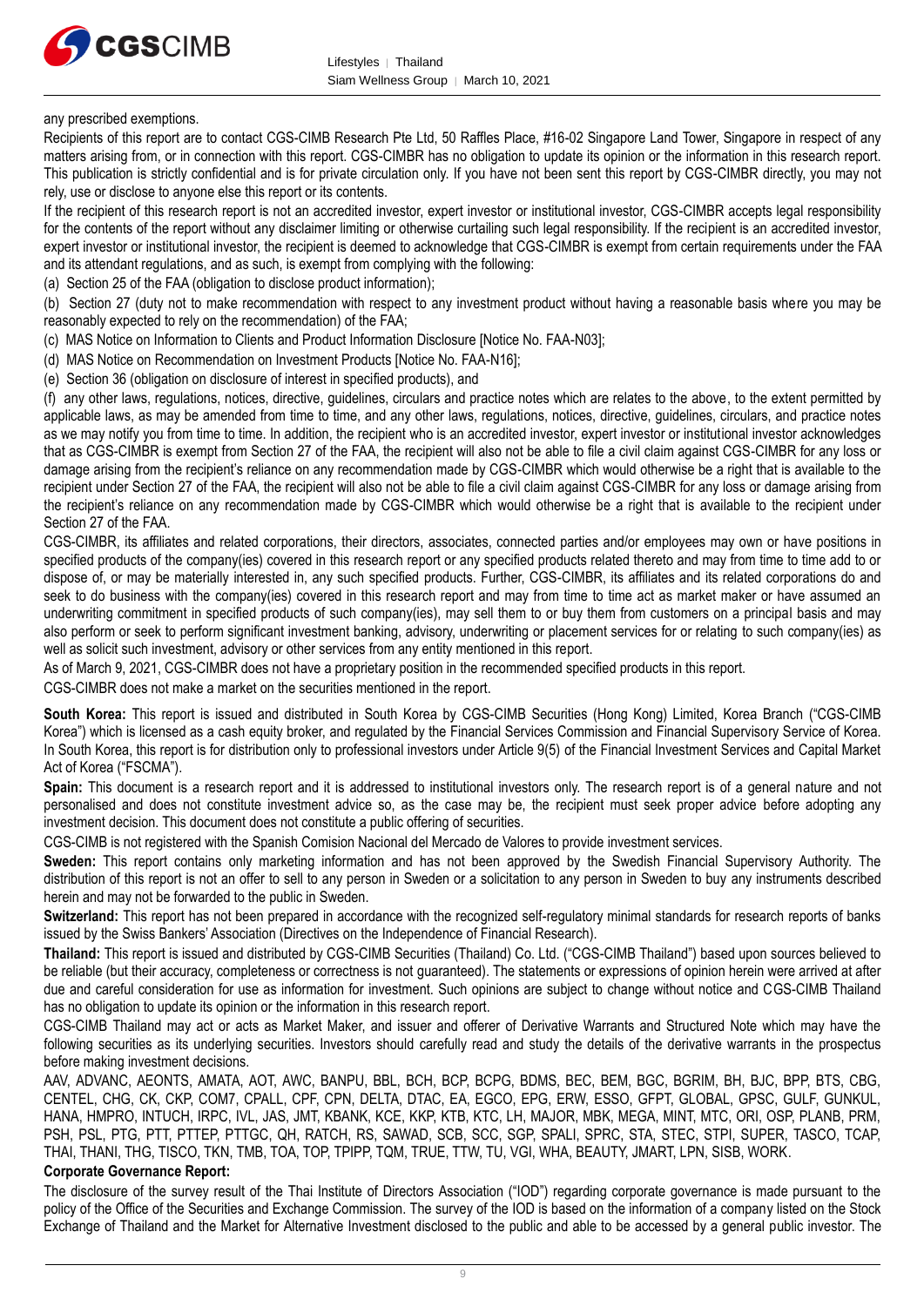any prescribed exemptions.

Recipients of this report are to contact CGS-CIMB Research Pte Ltd, 50 Raffles Place, #16-02 Singapore Land Tower, Singapore in respect of any matters arising from, or in connection with this report. CGS-CIMBR has no obligation to update its opinion or the information in this research report. This publication is strictly confidential and is for private circulation only. If you have not been sent this report by CGS-CIMBR directly, you may not rely, use or disclose to anyone else this report or its contents.

If the recipient of this research report is not an accredited investor, expert investor or institutional investor, CGS-CIMBR accepts legal responsibility for the contents of the report without any disclaimer limiting or otherwise curtailing such legal responsibility. If the recipient is an accredited investor, expert investor or institutional investor, the recipient is deemed to acknowledge that CGS-CIMBR is exempt from certain requirements under the FAA and its attendant regulations, and as such, is exempt from complying with the following:

(a) Section 25 of the FAA (obligation to disclose product information);

(b) Section 27 (duty not to make recommendation with respect to any investment product without having a reasonable basis where you may be reasonably expected to rely on the recommendation) of the FAA;

(c) MAS Notice on Information to Clients and Product Information Disclosure [Notice No. FAA-N03];

(d) MAS Notice on Recommendation on Investment Products [Notice No. FAA-N16];

(e) Section 36 (obligation on disclosure of interest in specified products), and

(f) any other laws, regulations, notices, directive, guidelines, circulars and practice notes which are relates to the above, to the extent permitted by applicable laws, as may be amended from time to time, and any other laws, regulations, notices, directive, guidelines, circulars, and practice notes as we may notify you from time to time. In addition, the recipient who is an accredited investor, expert investor or institutional investor acknowledges that as CGS-CIMBR is exempt from Section 27 of the FAA, the recipient will also not be able to file a civil claim against CGS-CIMBR for any loss or damage arising from the recipient's reliance on any recommendation made by CGS-CIMBR which would otherwise be a right that is available to the recipient under Section 27 of the FAA, the recipient will also not be able to file a civil claim against CGS-CIMBR for any loss or damage arising from the recipient's reliance on any recommendation made by CGS-CIMBR which would otherwise be a right that is available to the recipient under Section 27 of the FAA.

CGS-CIMBR, its affiliates and related corporations, their directors, associates, connected parties and/or employees may own or have positions in specified products of the company(ies) covered in this research report or any specified products related thereto and may from time to time add to or dispose of, or may be materially interested in, any such specified products. Further, CGS-CIMBR, its affiliates and its related corporations do and seek to do business with the company(ies) covered in this research report and may from time to time act as market maker or have assumed an underwriting commitment in specified products of such company(ies), may sell them to or buy them from customers on a principal basis and may also perform or seek to perform significant investment banking, advisory, underwriting or placement services for or relating to such company(ies) as well as solicit such investment, advisory or other services from any entity mentioned in this report.

As of March 9, 2021, CGS-CIMBR does not have a proprietary position in the recommended specified products in this report.

CGS-CIMBR does not make a market on the securities mentioned in the report.

**South Korea:** This report is issued and distributed in South Korea by CGS-CIMB Securities (Hong Kong) Limited, Korea Branch ("CGS-CIMB Korea") which is licensed as a cash equity broker, and regulated by the Financial Services Commission and Financial Supervisory Service of Korea. In South Korea, this report is for distribution only to professional investors under Article 9(5) of the Financial Investment Services and Capital Market Act of Korea ("FSCMA").

**Spain:** This document is a research report and it is addressed to institutional investors only. The research report is of a general nature and not personalised and does not constitute investment advice so, as the case may be, the recipient must seek proper advice before adopting any investment decision. This document does not constitute a public offering of securities.

CGS-CIMB is not registered with the Spanish Comision Nacional del Mercado de Valores to provide investment services.

**Sweden:** This report contains only marketing information and has not been approved by the Swedish Financial Supervisory Authority. The distribution of this report is not an offer to sell to any person in Sweden or a solicitation to any person in Sweden to buy any instruments described herein and may not be forwarded to the public in Sweden.

**Switzerland:** This report has not been prepared in accordance with the recognized self-regulatory minimal standards for research reports of banks issued by the Swiss Bankers' Association (Directives on the Independence of Financial Research).

**Thailand:** This report is issued and distributed by CGS-CIMB Securities (Thailand) Co. Ltd. ("CGS-CIMB Thailand") based upon sources believed to be reliable (but their accuracy, completeness or correctness is not guaranteed). The statements or expressions of opinion herein were arrived at after due and careful consideration for use as information for investment. Such opinions are subject to change without notice and CGS-CIMB Thailand has no obligation to update its opinion or the information in this research report.

CGS-CIMB Thailand may act or acts as Market Maker, and issuer and offerer of Derivative Warrants and Structured Note which may have the following securities as its underlying securities. Investors should carefully read and study the details of the derivative warrants in the prospectus before making investment decisions.

AAV, ADVANC, AEONTS, AMATA, AOT, AWC, BANPU, BBL, BCH, BCP, BCPG, BDMS, BEC, BEM, BGC, BGRIM, BH, BJC, BPP, BTS, CBG, CENTEL, CHG, CK, CKP, COM7, CPALL, CPF, CPN, DELTA, DTAC, EA, EGCO, EPG, ERW, ESSO, GFPT, GLOBAL, GPSC, GULF, GUNKUL, HANA, HMPRO, INTUCH, IRPC, IVL, JAS, JMT, KBANK, KCE, KKP, KTB, KTC, LH, MAJOR, MBK, MEGA, MINT, MTC, ORI, OSP, PLANB, PRM, PSH, PSL, PTG, PTT, PTTEP, PTTGC, QH, RATCH, RS, SAWAD, SCB, SCC, SGP, SPALI, SPRC, STA, STEC, STPI, SUPER, TASCO, TCAP, THAI, THANI, THG, TISCO, TKN, TMB, TOA, TOP, TPIPP, TQM, TRUE, TTW, TU, VGI, WHA, BEAUTY, JMART, LPN, SISB, WORK.

**Corporate Governance Report:**

The disclosure of the survey result of the Thai Institute of Directors Association ("IOD") regarding corporate governance is made pursuant to the policy of the Office of the Securities and Exchange Commission. The survey of the IOD is based on the information of a company listed on the Stock Exchange of Thailand and the Market for Alternative Investment disclosed to the public and able to be accessed by a general public investor. The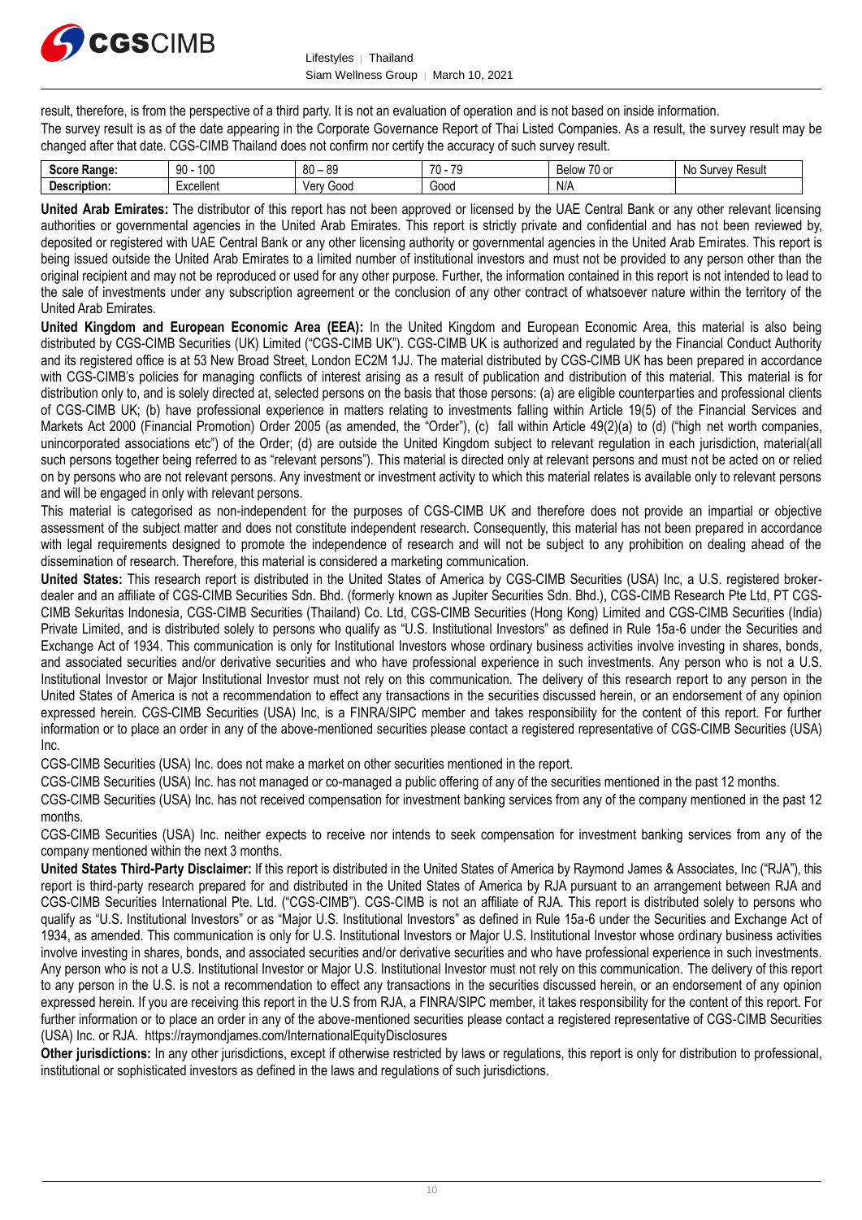result, therefore, is from the perspective of a third party. It is not an evaluation of operation and is not based on inside information.

The survey result is as of the date appearing in the Corporate Governance Report of Thai Listed Companies. As a result, the survey result may be changed after that date. CGS-CIMB Thailand does not confirm nor certify the accuracy of such survey result.

| **Score Range:** | 90 - 100 | 80 – 89 | 70 - 79 | Below 70 or | No Survey Result |
|---|---|---|---|---|---|
| **Description:** | Excellent | Very Good | Good | N/A | |

**United Arab Emirates:** The distributor of this report has not been approved or licensed by the UAE Central Bank or any other relevant licensing authorities or governmental agencies in the United Arab Emirates. This report is strictly private and confidential and has not been reviewed by, deposited or registered with UAE Central Bank or any other licensing authority or governmental agencies in the United Arab Emirates. This report is being issued outside the United Arab Emirates to a limited number of institutional investors and must not be provided to any person other than the original recipient and may not be reproduced or used for any other purpose. Further, the information contained in this report is not intended to lead to the sale of investments under any subscription agreement or the conclusion of any other contract of whatsoever nature within the territory of the United Arab Emirates.

**United Kingdom and European Economic Area (EEA):** In the United Kingdom and European Economic Area, this material is also being distributed by CGS-CIMB Securities (UK) Limited ("CGS-CIMB UK"). CGS-CIMB UK is authorized and regulated by the Financial Conduct Authority and its registered office is at 53 New Broad Street, London EC2M 1JJ. The material distributed by CGS-CIMB UK has been prepared in accordance with CGS-CIMB's policies for managing conflicts of interest arising as a result of publication and distribution of this material. This material is for distribution only to, and is solely directed at, selected persons on the basis that those persons: (a) are eligible counterparties and professional clients of CGS-CIMB UK; (b) have professional experience in matters relating to investments falling within Article 19(5) of the Financial Services and Markets Act 2000 (Financial Promotion) Order 2005 (as amended, the "Order"), (c) fall within Article 49(2)(a) to (d) ("high net worth companies, unincorporated associations etc") of the Order; (d) are outside the United Kingdom subject to relevant regulation in each jurisdiction, material(all such persons together being referred to as "relevant persons"). This material is directed only at relevant persons and must not be acted on or relied on by persons who are not relevant persons. Any investment or investment activity to which this material relates is available only to relevant persons and will be engaged in only with relevant persons.

This material is categorised as non-independent for the purposes of CGS-CIMB UK and therefore does not provide an impartial or objective assessment of the subject matter and does not constitute independent research. Consequently, this material has not been prepared in accordance with legal requirements designed to promote the independence of research and will not be subject to any prohibition on dealing ahead of the dissemination of research. Therefore, this material is considered a marketing communication.

**United States:** This research report is distributed in the United States of America by CGS-CIMB Securities (USA) Inc, a U.S. registered broker-dealer and an affiliate of CGS-CIMB Securities Sdn. Bhd. (formerly known as Jupiter Securities Sdn. Bhd.), CGS-CIMB Research Pte Ltd, PT CGS-CIMB Sekuritas Indonesia, CGS-CIMB Securities (Thailand) Co. Ltd, CGS-CIMB Securities (Hong Kong) Limited and CGS-CIMB Securities (India) Private Limited, and is distributed solely to persons who qualify as "U.S. Institutional Investors" as defined in Rule 15a-6 under the Securities and Exchange Act of 1934. This communication is only for Institutional Investors whose ordinary business activities involve investing in shares, bonds, and associated securities and/or derivative securities and who have professional experience in such investments. Any person who is not a U.S. Institutional Investor or Major Institutional Investor must not rely on this communication. The delivery of this research report to any person in the United States of America is not a recommendation to effect any transactions in the securities discussed herein, or an endorsement of any opinion expressed herein. CGS-CIMB Securities (USA) Inc, is a FINRA/SIPC member and takes responsibility for the content of this report. For further information or to place an order in any of the above-mentioned securities please contact a registered representative of CGS-CIMB Securities (USA) Inc.

CGS-CIMB Securities (USA) Inc. does not make a market on other securities mentioned in the report.

CGS-CIMB Securities (USA) Inc. has not managed or co-managed a public offering of any of the securities mentioned in the past 12 months.

CGS-CIMB Securities (USA) Inc. has not received compensation for investment banking services from any of the company mentioned in the past 12 months.

CGS-CIMB Securities (USA) Inc. neither expects to receive nor intends to seek compensation for investment banking services from any of the company mentioned within the next 3 months.

**United States Third-Party Disclaimer:** If this report is distributed in the United States of America by Raymond James & Associates, Inc ("RJA"), this report is third-party research prepared for and distributed in the United States of America by RJA pursuant to an arrangement between RJA and CGS-CIMB Securities International Pte. Ltd. ("CGS-CIMB"). CGS-CIMB is not an affiliate of RJA. This report is distributed solely to persons who qualify as "U.S. Institutional Investors" or as "Major U.S. Institutional Investors" as defined in Rule 15a-6 under the Securities and Exchange Act of 1934, as amended. This communication is only for U.S. Institutional Investors or Major U.S. Institutional Investor whose ordinary business activities involve investing in shares, bonds, and associated securities and/or derivative securities and who have professional experience in such investments. Any person who is not a U.S. Institutional Investor or Major U.S. Institutional Investor must not rely on this communication. The delivery of this report to any person in the U.S. is not a recommendation to effect any transactions in the securities discussed herein, or an endorsement of any opinion expressed herein. If you are receiving this report in the U.S from RJA, a FINRA/SIPC member, it takes responsibility for the content of this report. For further information or to place an order in any of the above-mentioned securities please contact a registered representative of CGS-CIMB Securities (USA) Inc. or RJA. https://raymondjames.com/InternationalEquityDisclosures

**Other jurisdictions:** In any other jurisdictions, except if otherwise restricted by laws or regulations, this report is only for distribution to professional, institutional or sophisticated investors as defined in the laws and regulations of such jurisdictions.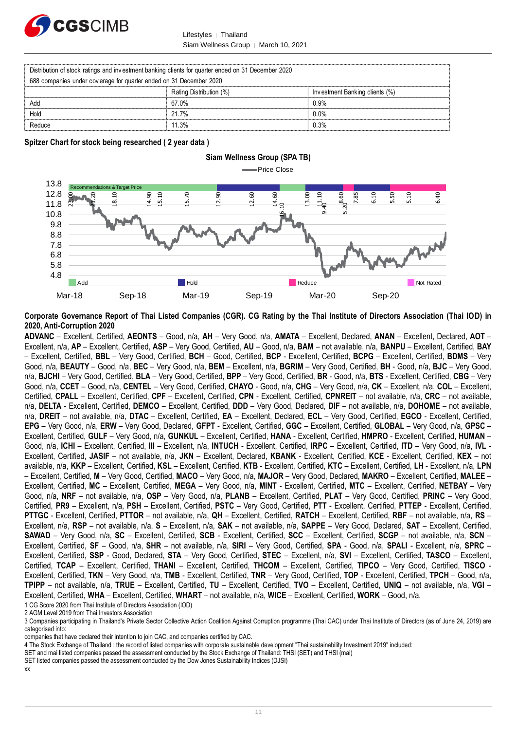| Distribution of stock ratings and investment banking clients for quarter ended on 31 December 2020 | | |
|---|---|---|
| 688 companies under coverage for quarter ended on 31 December 2020 | | |
| | Rating Distribution (%) | Investment Banking clients (%) |
| Add | 67.0% | 0.9% |
| Hold | 21.7% | 0.0% |
| Reduce | 11.3% | 0.3% |

**Spitzer Chart for stock being researched ( 2 year data )**

**Siam Wellness Group (SPA TB)**

Price Close

Recommendations & Target Price

23.00, 21.20, 18.10, 14.90, 15.10, 15.70, 12.90, 12.60, 14.60, 16.10, 13.00, 11.10, 9.40, 8.60, 5.20, 7.85, 6.10, 5.50, 5.10, 6.40

Add | Hold | Reduce | Not Rated

Mar-18 | Sep-18 | Mar-19 | Sep-19 | Mar-20 | Sep-20

**Corporate Governance Report of Thai Listed Companies (CGR). CG Rating by the Thai Institute of Directors Association (Thai IOD) in 2020, Anti-Corruption 2020**

**ADVANC** – Excellent, Certified, **AEONTS** – Good, n/a, **AH** – Very Good, n/a, **AMATA** – Excellent, Declared, **ANAN** – Excellent, Declared, **AOT** – Excellent, n/a, **AP** – Excellent, Certified, **ASP** – Very Good, Certified, **AU** – Good, n/a, **BAM** – not available, n/a, **BANPU** – Excellent, Certified, **BAY** – Excellent, Certified, **BBL** – Very Good, Certified, **BCH** – Good, Certified, **BCP** - Excellent, Certified, **BCPG** – Excellent, Certified, **BDMS** – Very Good, n/a, **BEAUTY** – Good, n/a, **BEC** – Very Good, n/a, **BEM** – Excellent, n/a, **BGRIM** – Very Good, Certified, **BH** - Good, n/a, **BJC** – Very Good, n/a, **BJCHI** – Very Good, Certified, **BLA** – Very Good, Certified, **BPP** – Very Good, Certified, **BR** - Good, n/a, **BTS** - Excellent, Certified, **CBG** – Very Good, n/a, **CCET** – Good, n/a, **CENTEL** – Very Good, Certified, **CHAYO** - Good, n/a, **CHG** – Very Good, n/a, **CK** – Excellent, n/a, **COL** – Excellent, Certified, **CPALL** – Excellent, Certified, **CPF** – Excellent, Certified, **CPN** - Excellent, Certified, **CPNREIT** – not available, n/a, **CRC** – not available, n/a, **DELTA** - Excellent, Certified, **DEMCO** – Excellent, Certified, **DDD** – Very Good, Declared, **DIF** – not available, n/a, **DOHOME** – not available, n/a, **DREIT** – not available, n/a, **DTAC** – Excellent, Certified, **EA** – Excellent, Declared, **ECL** – Very Good, Certified, **EGCO** - Excellent, Certified, **EPG** – Very Good, n/a, **ERW** – Very Good, Declared, **GFPT** - Excellent, Certified, **GGC** – Excellent, Certified, **GLOBAL** – Very Good, n/a, **GPSC** – Excellent, Certified, **GULF** – Very Good, n/a, **GUNKUL** – Excellent, Certified, **HANA** - Excellent, Certified, **HMPRO** - Excellent, Certified, **HUMAN** – Good, n/a, **ICHI** – Excellent, Certified, **III** – Excellent, n/a, **INTUCH** - Excellent, Certified, **IRPC** – Excellent, Certified, **ITD** – Very Good, n/a, **IVL** - Excellent, Certified, **JASIF** – not available, n/a, **JKN** – Excellent, Declared, **KBANK** - Excellent, Certified, **KCE** - Excellent, Certified, **KEX** – not available, n/a, **KKP** – Excellent, Certified, **KSL** – Excellent, Certified, **KTB** - Excellent, Certified, **KTC** – Excellent, Certified, **LH** - Excellent, n/a, **LPN** – Excellent, Certified, **M** – Very Good, Certified, **MACO** – Very Good, n/a, **MAJOR** – Very Good, Declared, **MAKRO** – Excellent, Certified, **MALEE** – Excellent, Certified, **MC** – Excellent, Certified, **MEGA** – Very Good, n/a, **MINT** - Excellent, Certified, **MTC** – Excellent, Certified, **NETBAY** – Very Good, n/a, **NRF** – not available, n/a, **OSP** – Very Good, n/a, **PLANB** – Excellent, Certified, **PLAT** – Very Good, Certified, **PRINC** – Very Good, Certified, **PR9** – Excellent, n/a, **PSH** – Excellent, Certified, **PSTC** – Very Good, Certified, **PTT** - Excellent, Certified, **PTTEP** - Excellent, Certified, **PTTGC** - Excellent, Certified, **PTTOR** – not available, n/a, **QH** – Excellent, Certified, **RATCH** – Excellent, Certified, **RBF** – not available, n/a, **RS** – Excellent, n/a, **RSP** – not available, n/a, **S** – Excellent, n/a, **SAK** – not available, n/a, **SAPPE** – Very Good, Declared, **SAT** – Excellent, Certified, **SAWAD** – Very Good, n/a, **SC** – Excellent, Certified, **SCB** - Excellent, Certified, **SCC** – Excellent, Certified, **SCGP** – not available, n/a, **SCN** – Excellent, Certified, **SF** – Good, n/a, **SHR** – not available, n/a, **SIRI** – Very Good, Certified, **SPA** - Good, n/a, **SPALI** - Excellent, n/a, **SPRC** – Excellent, Certified, **SSP** - Good, Declared, **STA** – Very Good, Certified, **STEC** – Excellent, n/a, **SVI** – Excellent, Certified, **TASCO** – Excellent, Certified, **TCAP** – Excellent, Certified, **THANI** – Excellent, Certified, **THCOM** – Excellent, Certified, **TIPCO** – Very Good, Certified, **TISCO** - Excellent, Certified, **TKN** – Very Good, n/a, **TMB** - Excellent, Certified, **TNR** – Very Good, Certified, **TOP** - Excellent, Certified, **TPCH** – Good, n/a, **TPIPP** – not available, n/a, **TRUE** – Excellent, Certified, **TU** – Excellent, Certified, **TVO** – Excellent, Certified, **UNIQ** – not available, n/a, **VGI** – Excellent, Certified, **WHA** – Excellent, Certified, **WHART** – not available, n/a, **WICE** – Excellent, Certified, **WORK** – Good, n/a.

1 CG Score 2020 from Thai Institute of Directors Association (IOD)

2 AGM Level 2019 from Thai Investors Association

3 Companies participating in Thailand's Private Sector Collective Action Coalition Against Corruption programme (Thai CAC) under Thai Institute of Directors (as of June 24, 2019) are categorised into:

companies that have declared their intention to join CAC, and companies certified by CAC.

4 The Stock Exchange of Thailand : the record of listed companies with corporate sustainable development "Thai sustainability Investment 2019" included:

SET and mai listed companies passed the assessment conducted by the Stock Exchange of Thailand: THSI (SET) and THSI (mai)

SET listed companies passed the assessment conducted by the Dow Jones Sustainability Indices (DJSI)

xx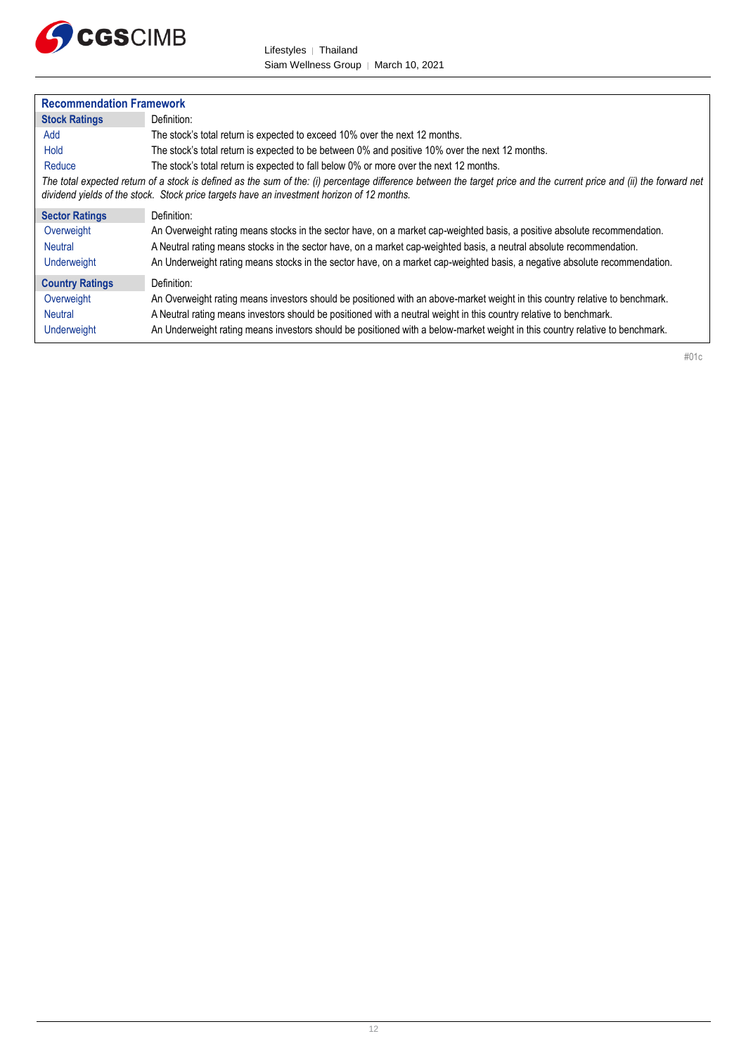## Recommendation Framework

| Stock Ratings | Definition: |
| --- | --- |
| Add | The stock's total return is expected to exceed 10% over the next 12 months. |
| Hold | The stock's total return is expected to be between 0% and positive 10% over the next 12 months. |
| Reduce | The stock's total return is expected to fall below 0% or more over the next 12 months. |

*The total expected return of a stock is defined as the sum of the: (i) percentage difference between the target price and the current price and (ii) the forward net dividend yields of the stock. Stock price targets have an investment horizon of 12 months.*

| Sector Ratings | Definition: |
| --- | --- |
| Overweight | An Overweight rating means stocks in the sector have, on a market cap-weighted basis, a positive absolute recommendation. |
| Neutral | A Neutral rating means stocks in the sector have, on a market cap-weighted basis, a neutral absolute recommendation. |
| Underweight | An Underweight rating means stocks in the sector have, on a market cap-weighted basis, a negative absolute recommendation. |

| Country Ratings | Definition: |
| --- | --- |
| Overweight | An Overweight rating means investors should be positioned with an above-market weight in this country relative to benchmark. |
| Neutral | A Neutral rating means investors should be positioned with a neutral weight in this country relative to benchmark. |
| Underweight | An Underweight rating means investors should be positioned with a below-market weight in this country relative to benchmark. |

#01c